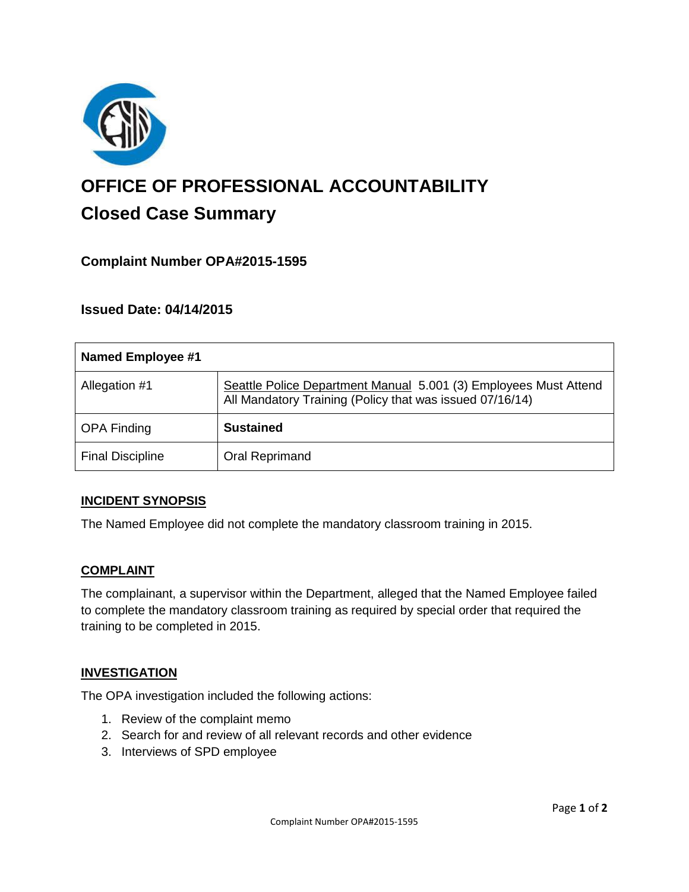# OFFICE OF PROFESSIONAL ACCOUNTABILITY

## Closed Case Summary

### Complaint Number OPA#2015-1595

### Issued Date: 04/14/2015

| **Named Employee #1** | |
|---|---|
| Allegation #1 | Seattle Police Department Manual 5.001 (3) Employees Must Attend All Mandatory Training (Policy that was issued 07/16/14) |
| OPA Finding | **Sustained** |
| Final Discipline | Oral Reprimand |

**INCIDENT SYNOPSIS**

The Named Employee did not complete the mandatory classroom training in 2015.

**COMPLAINT**

The complainant, a supervisor within the Department, alleged that the Named Employee failed to complete the mandatory classroom training as required by special order that required the training to be completed in 2015.

**INVESTIGATION**

The OPA investigation included the following actions:

1. Review of the complaint memo
2. Search for and review of all relevant records and other evidence
3. Interviews of SPD employee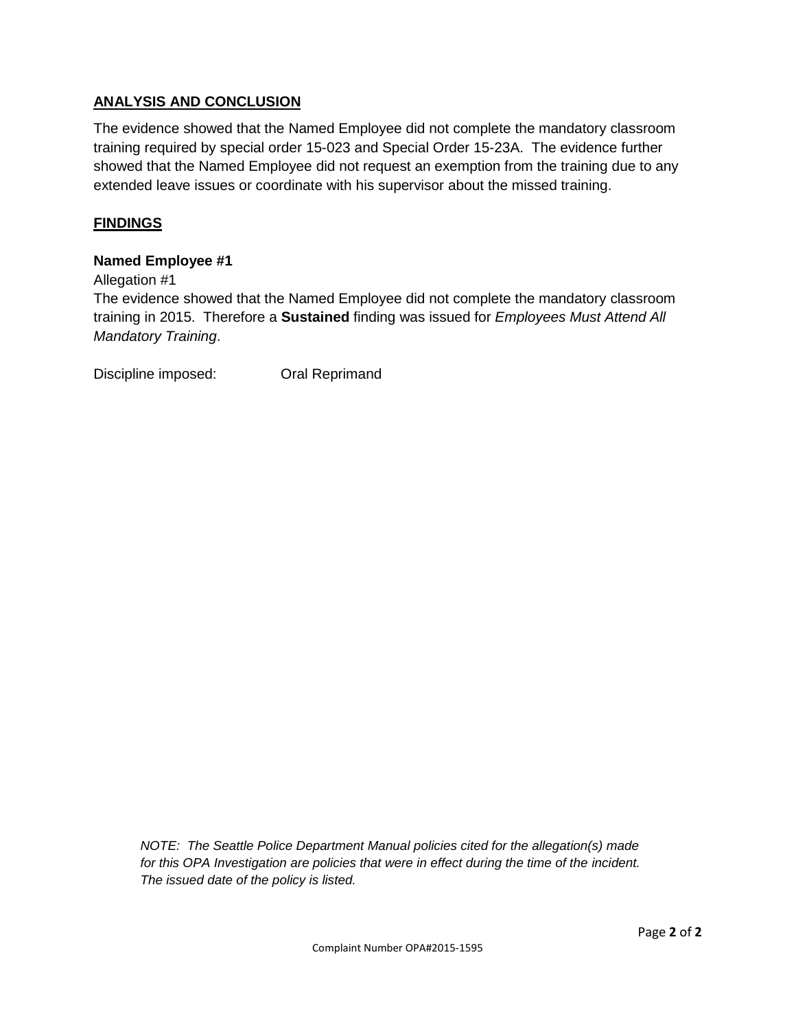## ANALYSIS AND CONCLUSION

The evidence showed that the Named Employee did not complete the mandatory classroom training required by special order 15-023 and Special Order 15-23A. The evidence further showed that the Named Employee did not request an exemption from the training due to any extended leave issues or coordinate with his supervisor about the missed training.

## FINDINGS

**Named Employee #1**

Allegation #1

The evidence showed that the Named Employee did not complete the mandatory classroom training in 2015. Therefore a **Sustained** finding was issued for *Employees Must Attend All Mandatory Training*.

Discipline imposed: Oral Reprimand

*NOTE: The Seattle Police Department Manual policies cited for the allegation(s) made for this OPA Investigation are policies that were in effect during the time of the incident. The issued date of the policy is listed.*

Complaint Number OPA#2015-1595